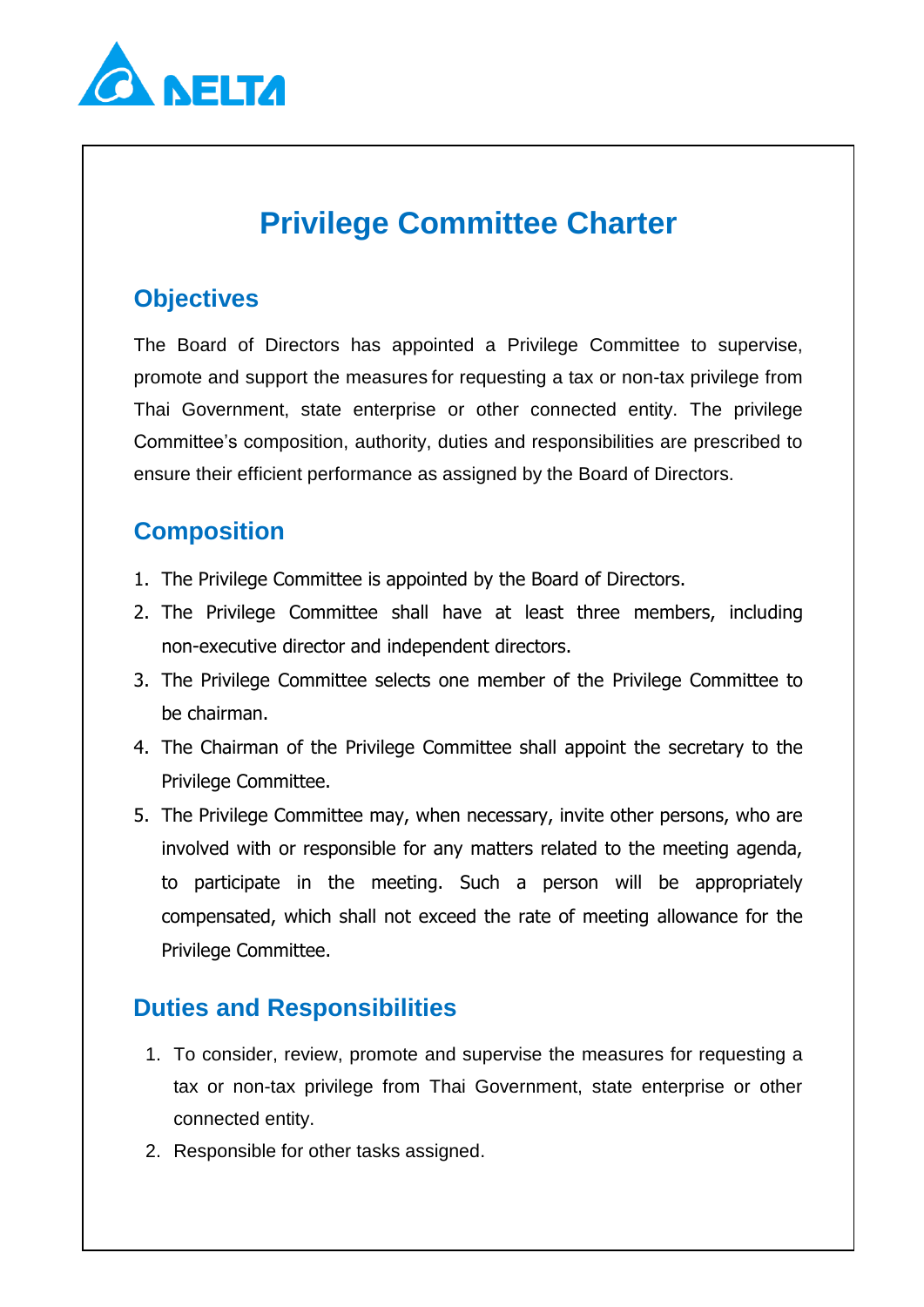# Privilege Committee Charter

## Objectives

The Board of Directors has appointed a Privilege Committee to supervise, promote and support the measures for requesting a tax or non-tax privilege from Thai Government, state enterprise or other connected entity. The privilege Committee's composition, authority, duties and responsibilities are prescribed to ensure their efficient performance as assigned by the Board of Directors.

## Composition

1. The Privilege Committee is appointed by the Board of Directors.
2. The Privilege Committee shall have at least three members, including non-executive director and independent directors.
3. The Privilege Committee selects one member of the Privilege Committee to be chairman.
4. The Chairman of the Privilege Committee shall appoint the secretary to the Privilege Committee.
5. The Privilege Committee may, when necessary, invite other persons, who are involved with or responsible for any matters related to the meeting agenda, to participate in the meeting. Such a person will be appropriately compensated, which shall not exceed the rate of meeting allowance for the Privilege Committee.

## Duties and Responsibilities

1. To consider, review, promote and supervise the measures for requesting a tax or non-tax privilege from Thai Government, state enterprise or other connected entity.
2. Responsible for other tasks assigned.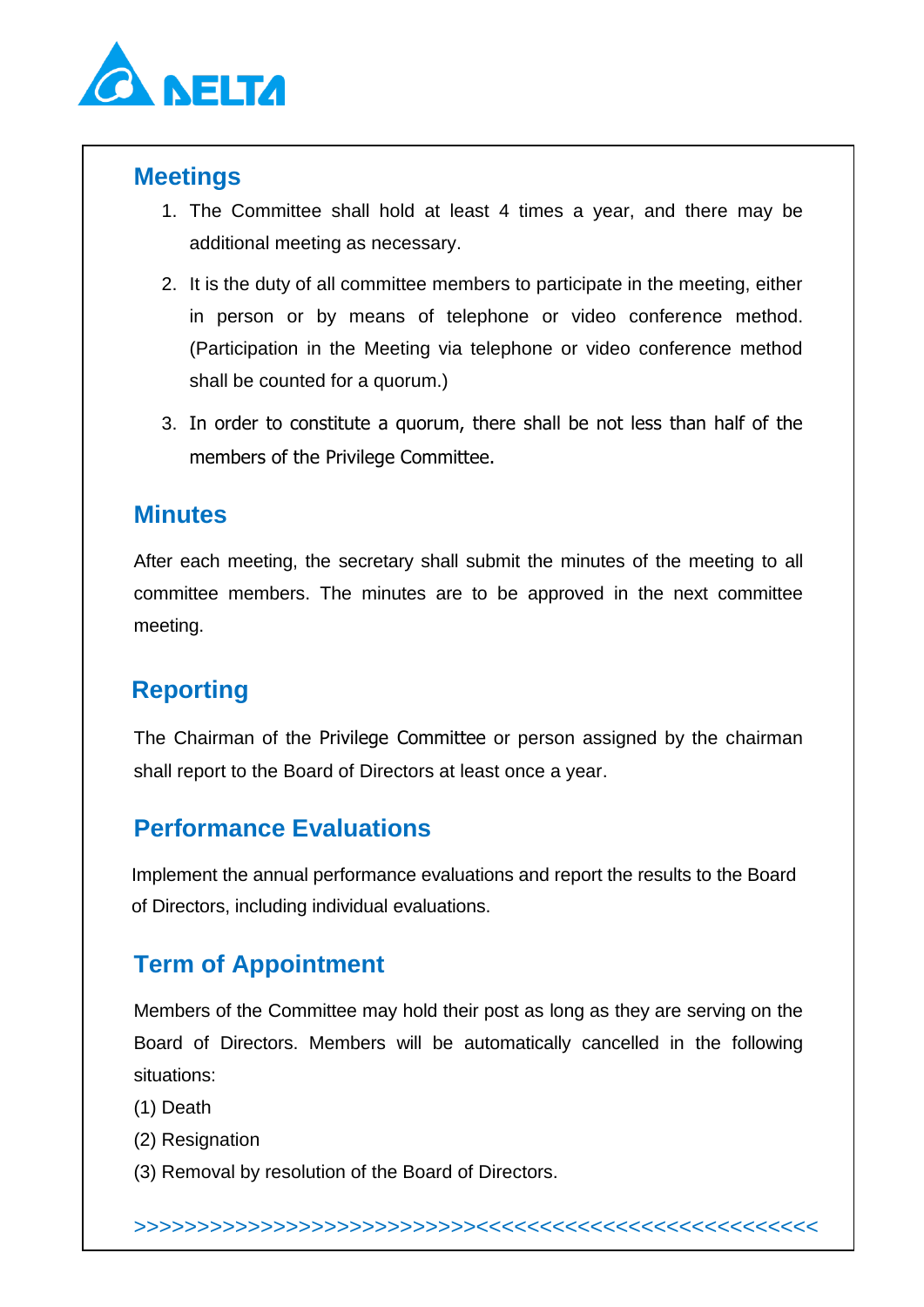## Meetings

1. The Committee shall hold at least 4 times a year, and there may be additional meeting as necessary.
2. It is the duty of all committee members to participate in the meeting, either in person or by means of telephone or video conference method. (Participation in the Meeting via telephone or video conference method shall be counted for a quorum.)
3. In order to constitute a quorum, there shall be not less than half of the members of the Privilege Committee.

## Minutes

After each meeting, the secretary shall submit the minutes of the meeting to all committee members. The minutes are to be approved in the next committee meeting.

## Reporting

The Chairman of the Privilege Committee or person assigned by the chairman shall report to the Board of Directors at least once a year.

## Performance Evaluations

Implement the annual performance evaluations and report the results to the Board of Directors, including individual evaluations.

## Term of Appointment

Members of the Committee may hold their post as long as they are serving on the Board of Directors. Members will be automatically cancelled in the following situations:

(1) Death

(2) Resignation

(3) Removal by resolution of the Board of Directors.

>>>>>>>>>>>>>>>>>>>>>>>>>>>>>>>>>><<<<<<<<<<<<<<<<<<<<<<<<<<<<<<<<<<